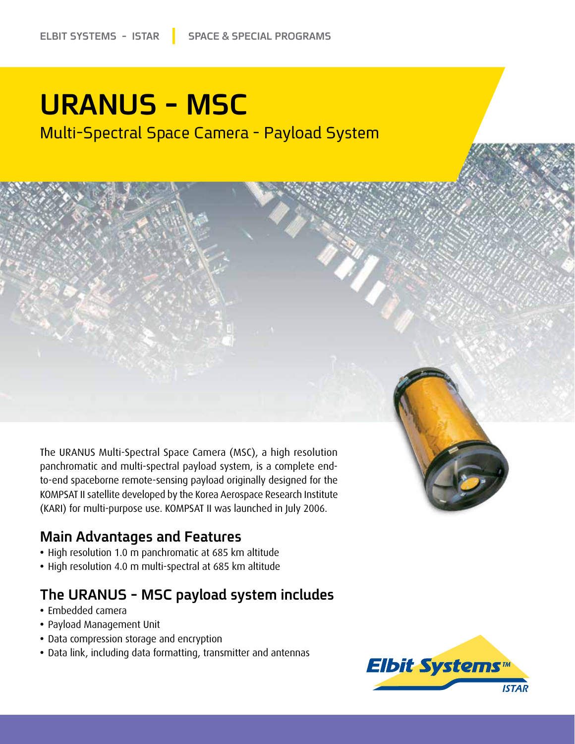ELBIT SYSTEMS - ISTAR | SPACE & SPECIAL PROGRAMS

# URANUS - MSC

## Multi-Spectral Space Camera - Payload System

The URANUS Multi-Spectral Space Camera (MSC), a high resolution panchromatic and multi-spectral payload system, is a complete end-to-end spaceborne remote-sensing payload originally designed for the KOMPSAT II satellite developed by the Korea Aerospace Research Institute (KARI) for multi-purpose use. KOMPSAT II was launched in July 2006.

## Main Advantages and Features

- High resolution 1.0 m panchromatic at 685 km altitude
- High resolution 4.0 m multi-spectral at 685 km altitude

## The URANUS - MSC payload system includes

- Embedded camera
- Payload Management Unit
- Data compression storage and encryption
- Data link, including data formatting, transmitter and antennas

Elbit Systems™ ISTAR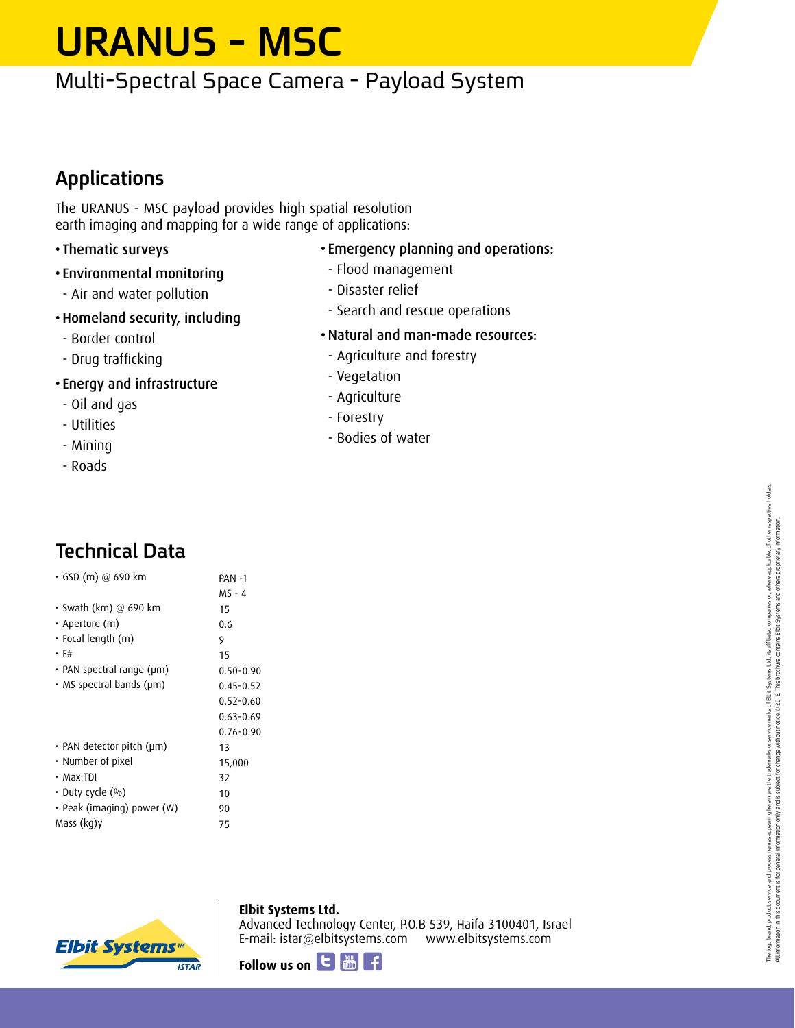# URANUS - MSC

## Multi-Spectral Space Camera - Payload System

## Applications

The URANUS - MSC payload provides high spatial resolution earth imaging and mapping for a wide range of applications:

- **Thematic surveys**
- **Environmental monitoring**
  - Air and water pollution
- **Homeland security, including**
  - Border control
  - Drug trafficking
- **Energy and infrastructure**
  - Oil and gas
  - Utilities
  - Mining
  - Roads
- **Emergency planning and operations:**
  - Flood management
  - Disaster relief
  - Search and rescue operations
- **Natural and man-made resources:**
  - Agriculture and forestry
  - Vegetation
  - Agriculture
  - Forestry
  - Bodies of water

## Technical Data

| | |
|---|---|
| • GSD (m) @ 690 km | PAN -1<br>MS - 4 |
| • Swath (km) @ 690 km | 15 |
| • Aperture (m) | 0.6 |
| • Focal length (m) | 9 |
| • F# | 15 |
| • PAN spectral range (μm) | 0.50-0.90 |
| • MS spectral bands (μm) | 0.45-0.52<br>0.52-0.60<br>0.63-0.69<br>0.76-0.90 |
| • PAN detector pitch (μm) | 13 |
| • Number of pixel | 15,000 |
| • Max TDI | 32 |
| • Duty cycle (%) | 10 |
| • Peak (imaging) power (W) | 90 |
| Mass (kg)y | 75 |

**Elbit Systems Ltd.**
Advanced Technology Center, P.O.B 539, Haifa 3100401, Israel
E-mail: istar@elbitsystems.com www.elbitsystems.com

**Follow us on**

The logo brand, product, service, and process names appearing herein are the trademarks or service marks of Elbit Systems Ltd., its affiliated companies or, where applicable, of other respective holders. All information in this document is for general information only, and is subject for change without notice. © 2016. This brochure contains Elbit Systems and others proprietary information.